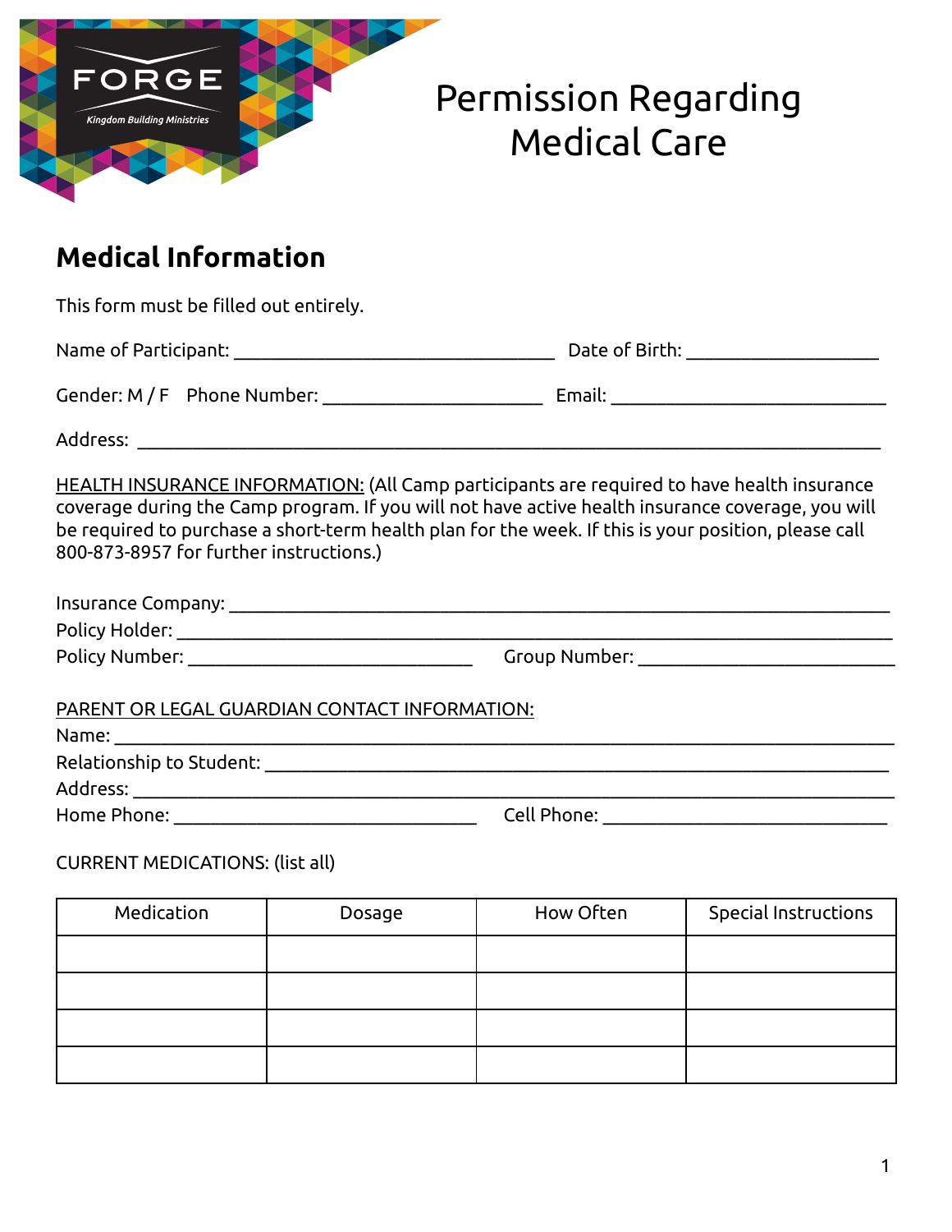FORGE

*Kingdom Building Ministries*

# Permission Regarding Medical Care

## Medical Information

This form must be filled out entirely.

Name of Participant: ________________________________ Date of Birth: ___________________

Gender: M / F Phone Number: ______________________ Email: ____________________________

Address: ___________________________________________________________________________

<u>HEALTH INSURANCE INFORMATION:</u> (All Camp participants are required to have health insurance coverage during the Camp program. If you will not have active health insurance coverage, you will be required to purchase a short-term health plan for the week. If this is your position, please call 800-873-8957 for further instructions.)

Insurance Company: __________________________________________________________________

Policy Holder: ______________________________________________________________________

Policy Number: _____________________________ Group Number: __________________________

<u>PARENT OR LEGAL GUARDIAN CONTACT INFORMATION:</u>

Name: _____________________________________________________________________________

Relationship to Student: _____________________________________________________________

Address: ___________________________________________________________________________

Home Phone: ______________________________ Cell Phone: ______________________________

CURRENT MEDICATIONS: (list all)

| Medication | Dosage | How Often | Special Instructions |
|---|---|---|---|
| | | | |
| | | | |
| | | | |
| | | | |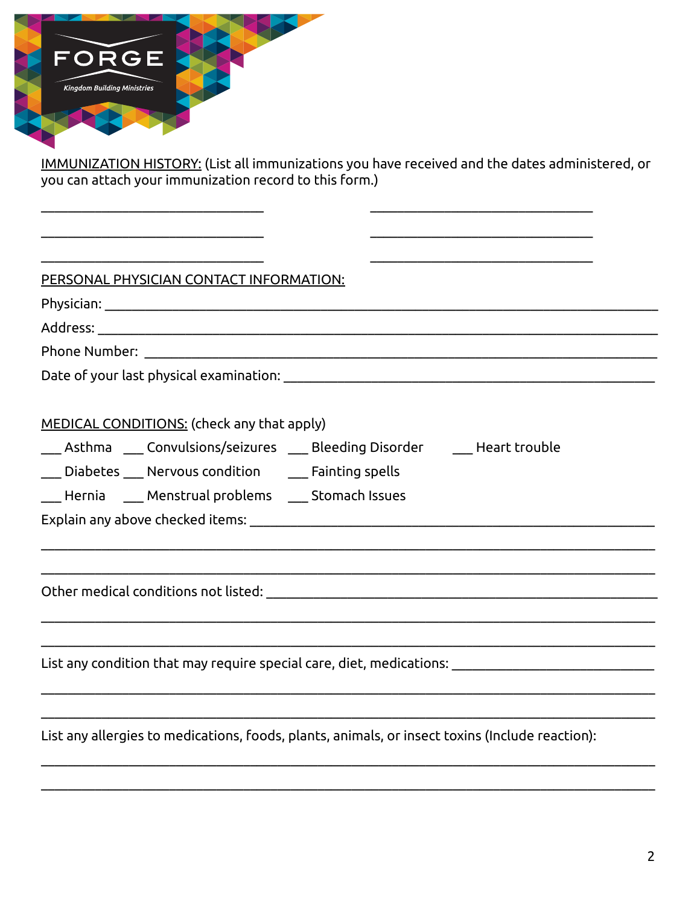FORGE

*Kingdom Building Ministries*

IMMUNIZATION HISTORY: (List all immunizations you have received and the dates administered, or you can attach your immunization record to this form.)

\_\_\_\_\_\_\_\_\_\_\_\_\_\_\_\_\_\_\_\_\_\_\_\_\_\_\_\_\_\_\_\_ \_\_\_\_\_\_\_\_\_\_\_\_\_\_\_\_\_\_\_\_\_\_\_\_\_\_\_\_\_\_\_\_

\_\_\_\_\_\_\_\_\_\_\_\_\_\_\_\_\_\_\_\_\_\_\_\_\_\_\_\_\_\_\_\_ \_\_\_\_\_\_\_\_\_\_\_\_\_\_\_\_\_\_\_\_\_\_\_\_\_\_\_\_\_\_\_\_

\_\_\_\_\_\_\_\_\_\_\_\_\_\_\_\_\_\_\_\_\_\_\_\_\_\_\_\_\_\_\_\_ \_\_\_\_\_\_\_\_\_\_\_\_\_\_\_\_\_\_\_\_\_\_\_\_\_\_\_\_\_\_\_\_

PERSONAL PHYSICIAN CONTACT INFORMATION:

Physician: \_\_\_\_\_\_\_\_\_\_\_\_\_\_\_\_\_\_\_\_\_\_\_\_\_\_\_\_\_\_\_\_\_\_\_\_\_\_\_\_\_\_\_\_\_\_\_\_\_\_\_\_\_\_\_\_\_\_\_\_\_\_\_\_

Address: \_\_\_\_\_\_\_\_\_\_\_\_\_\_\_\_\_\_\_\_\_\_\_\_\_\_\_\_\_\_\_\_\_\_\_\_\_\_\_\_\_\_\_\_\_\_\_\_\_\_\_\_\_\_\_\_\_\_\_\_\_\_\_\_\_

Phone Number: \_\_\_\_\_\_\_\_\_\_\_\_\_\_\_\_\_\_\_\_\_\_\_\_\_\_\_\_\_\_\_\_\_\_\_\_\_\_\_\_\_\_\_\_\_\_\_\_\_\_\_\_\_\_\_\_\_\_\_\_

Date of your last physical examination: \_\_\_\_\_\_\_\_\_\_\_\_\_\_\_\_\_\_\_\_\_\_\_\_\_\_\_\_\_\_\_\_\_\_\_\_\_\_\_\_\_\_

MEDICAL CONDITIONS: (check any that apply)

\_\_\_ Asthma \_\_\_ Convulsions/seizures \_\_\_ Bleeding Disorder \_\_\_ Heart trouble

\_\_\_ Diabetes \_\_\_ Nervous condition \_\_\_ Fainting spells

\_\_\_ Hernia \_\_\_ Menstrual problems \_\_\_ Stomach Issues

Explain any above checked items: \_\_\_\_\_\_\_\_\_\_\_\_\_\_\_\_\_\_\_\_\_\_\_\_\_\_\_\_\_\_\_\_\_\_\_\_\_\_\_\_\_\_\_\_\_\_

\_\_\_\_\_\_\_\_\_\_\_\_\_\_\_\_\_\_\_\_\_\_\_\_\_\_\_\_\_\_\_\_\_\_\_\_\_\_\_\_\_\_\_\_\_\_\_\_\_\_\_\_\_\_\_\_\_\_\_\_\_\_\_\_\_\_\_\_\_\_\_\_\_\_

\_\_\_\_\_\_\_\_\_\_\_\_\_\_\_\_\_\_\_\_\_\_\_\_\_\_\_\_\_\_\_\_\_\_\_\_\_\_\_\_\_\_\_\_\_\_\_\_\_\_\_\_\_\_\_\_\_\_\_\_\_\_\_\_\_\_\_\_\_\_\_\_\_\_

Other medical conditions not listed: \_\_\_\_\_\_\_\_\_\_\_\_\_\_\_\_\_\_\_\_\_\_\_\_\_\_\_\_\_\_\_\_\_\_\_\_\_\_\_\_\_\_\_\_

\_\_\_\_\_\_\_\_\_\_\_\_\_\_\_\_\_\_\_\_\_\_\_\_\_\_\_\_\_\_\_\_\_\_\_\_\_\_\_\_\_\_\_\_\_\_\_\_\_\_\_\_\_\_\_\_\_\_\_\_\_\_\_\_\_\_\_\_\_\_\_\_\_\_

\_\_\_\_\_\_\_\_\_\_\_\_\_\_\_\_\_\_\_\_\_\_\_\_\_\_\_\_\_\_\_\_\_\_\_\_\_\_\_\_\_\_\_\_\_\_\_\_\_\_\_\_\_\_\_\_\_\_\_\_\_\_\_\_\_\_\_\_\_\_\_\_\_\_

List any condition that may require special care, diet, medications: \_\_\_\_\_\_\_\_\_\_\_\_\_\_\_\_\_\_\_\_\_\_

\_\_\_\_\_\_\_\_\_\_\_\_\_\_\_\_\_\_\_\_\_\_\_\_\_\_\_\_\_\_\_\_\_\_\_\_\_\_\_\_\_\_\_\_\_\_\_\_\_\_\_\_\_\_\_\_\_\_\_\_\_\_\_\_\_\_\_\_\_\_\_\_\_\_

\_\_\_\_\_\_\_\_\_\_\_\_\_\_\_\_\_\_\_\_\_\_\_\_\_\_\_\_\_\_\_\_\_\_\_\_\_\_\_\_\_\_\_\_\_\_\_\_\_\_\_\_\_\_\_\_\_\_\_\_\_\_\_\_\_\_\_\_\_\_\_\_\_\_

List any allergies to medications, foods, plants, animals, or insect toxins (Include reaction):

\_\_\_\_\_\_\_\_\_\_\_\_\_\_\_\_\_\_\_\_\_\_\_\_\_\_\_\_\_\_\_\_\_\_\_\_\_\_\_\_\_\_\_\_\_\_\_\_\_\_\_\_\_\_\_\_\_\_\_\_\_\_\_\_\_\_\_\_\_\_\_\_\_\_

\_\_\_\_\_\_\_\_\_\_\_\_\_\_\_\_\_\_\_\_\_\_\_\_\_\_\_\_\_\_\_\_\_\_\_\_\_\_\_\_\_\_\_\_\_\_\_\_\_\_\_\_\_\_\_\_\_\_\_\_\_\_\_\_\_\_\_\_\_\_\_\_\_\_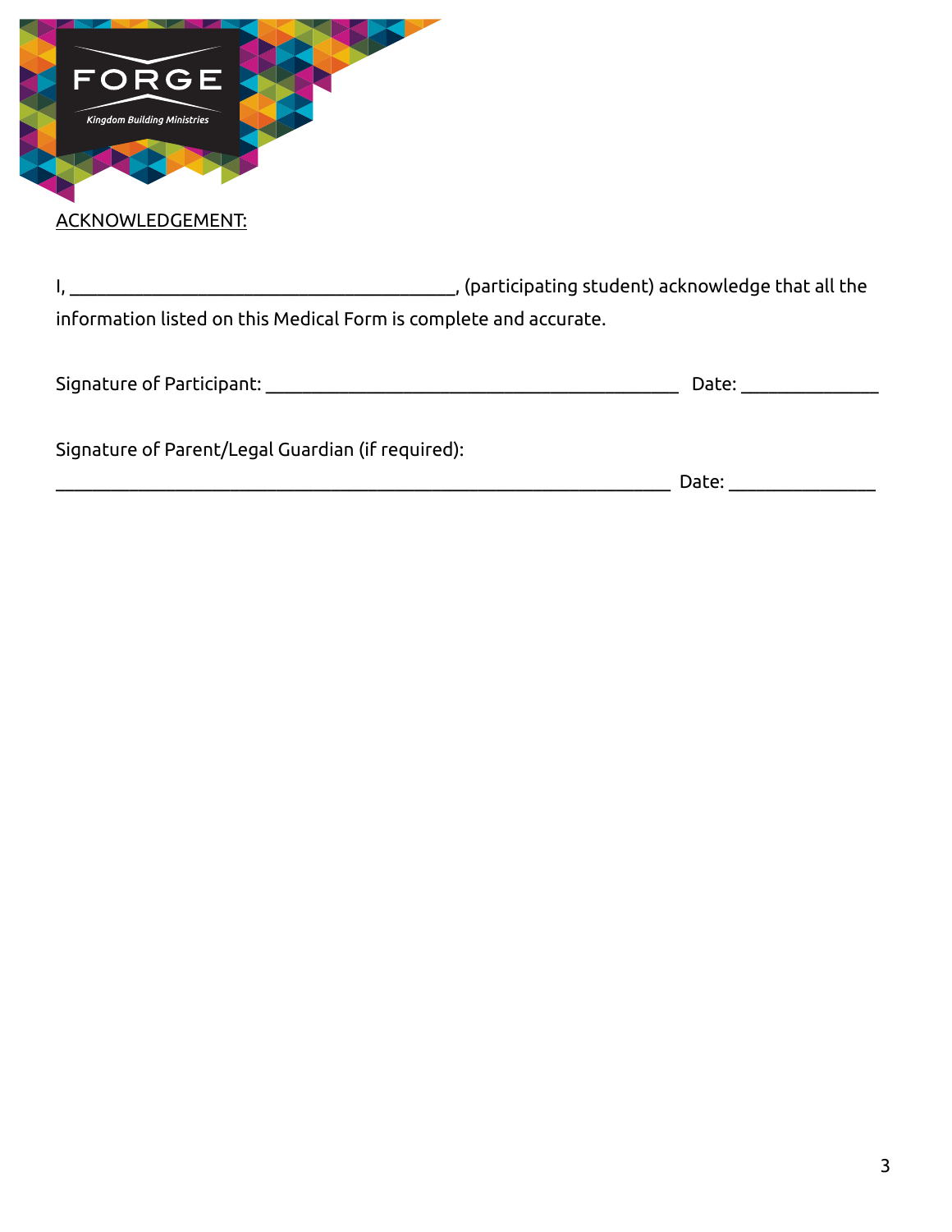FORGE
Kingdom Building Ministries

ACKNOWLEDGEMENT:

I, ________________________________________, (participating student) acknowledge that all the information listed on this Medical Form is complete and accurate.

Signature of Participant: ___________________________________________ Date: ______________

Signature of Parent/Legal Guardian (if required):

________________________________________________________________ Date: _______________